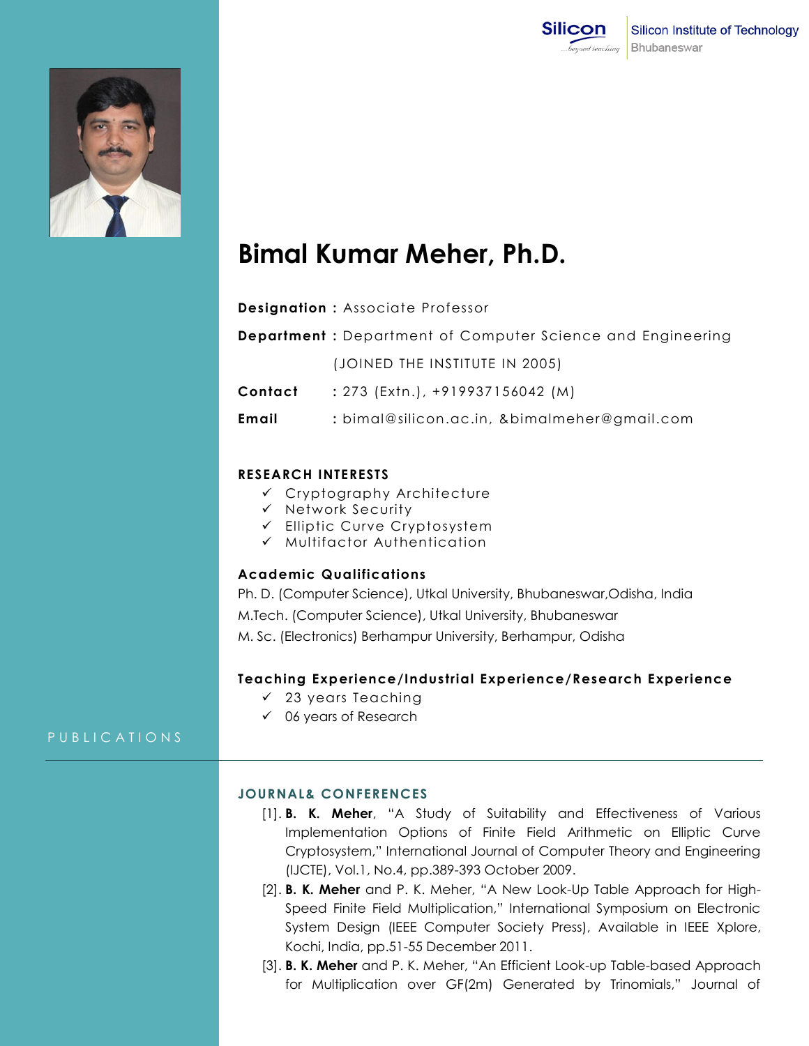Silicon Institute of Technology
Bhubaneswar

# Bimal Kumar Meher, Ph.D.

**Designation :** Associate Professor

**Department :** Department of Computer Science and Engineering (JOINED THE INSTITUTE IN 2005)

**Contact :** 273 (Extn.), +919937156042 (M)

**Email :** bimal@silicon.ac.in, &bimalmeher@gmail.com

## RESEARCH INTERESTS

- ✓ Cryptography Architecture
- ✓ Network Security
- ✓ Elliptic Curve Cryptosystem
- ✓ Multifactor Authentication

## Academic Qualifications

Ph. D. (Computer Science), Utkal University, Bhubaneswar,Odisha, India

M.Tech. (Computer Science), Utkal University, Bhubaneswar

M. Sc. (Electronics) Berhampur University, Berhampur, Odisha

## Teaching Experience/Industrial Experience/Research Experience

- ✓ 23 years Teaching
- ✓ 06 years of Research

# PUBLICATIONS

## JOURNAL& CONFERENCES

[1]. **B. K. Meher**, "A Study of Suitability and Effectiveness of Various Implementation Options of Finite Field Arithmetic on Elliptic Curve Cryptosystem," International Journal of Computer Theory and Engineering (IJCTE), Vol.1, No.4, pp.389-393 October 2009.

[2]. **B. K. Meher** and P. K. Meher, "A New Look-Up Table Approach for High-Speed Finite Field Multiplication," International Symposium on Electronic System Design (IEEE Computer Society Press), Available in IEEE Xplore, Kochi, India, pp.51-55 December 2011.

[3]. **B. K. Meher** and P. K. Meher, "An Efficient Look-up Table-based Approach for Multiplication over GF(2m) Generated by Trinomials," Journal of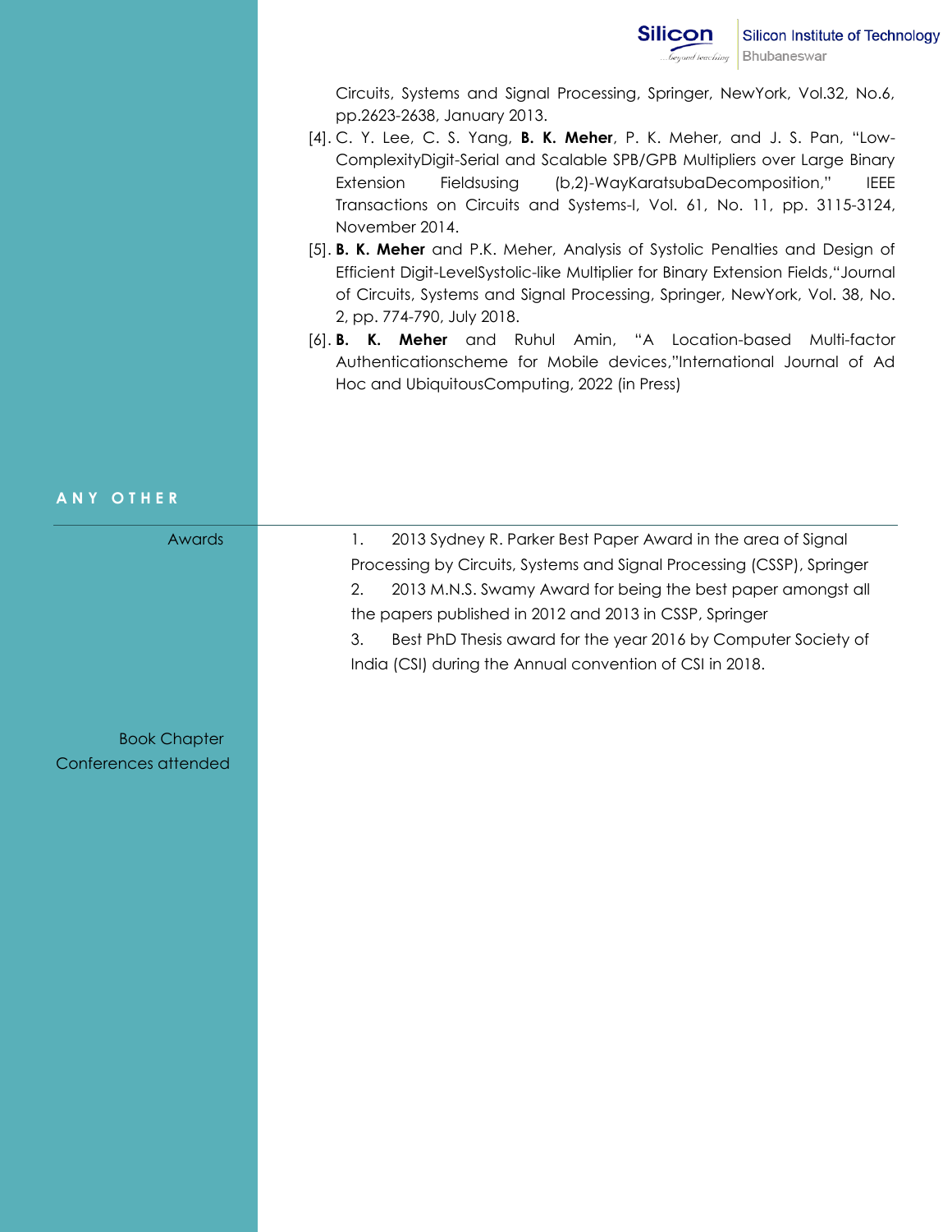Circuits, Systems and Signal Processing, Springer, NewYork, Vol.32, No.6, pp.2623-2638, January 2013.

[4]. C. Y. Lee, C. S. Yang, **B. K. Meher**, P. K. Meher, and J. S. Pan, "Low-ComplexityDigit-Serial and Scalable SPB/GPB Multipliers over Large Binary Extension Fieldsusing (b,2)-WayKaratsubaDecomposition," IEEE Transactions on Circuits and Systems-I, Vol. 61, No. 11, pp. 3115-3124, November 2014.

[5]. **B. K. Meher** and P.K. Meher, Analysis of Systolic Penalties and Design of Efficient Digit-LevelSystolic-like Multiplier for Binary Extension Fields,"Journal of Circuits, Systems and Signal Processing, Springer, NewYork, Vol. 38, No. 2, pp. 774-790, July 2018.

[6]. **B. K. Meher** and Ruhul Amin, "A Location-based Multi-factor Authenticationscheme for Mobile devices,"International Journal of Ad Hoc and UbiquitousComputing, 2022 (in Press)

## ANY OTHER

**Awards**

1. 2013 Sydney R. Parker Best Paper Award in the area of Signal Processing by Circuits, Systems and Signal Processing (CSSP), Springer
2. 2013 M.N.S. Swamy Award for being the best paper amongst all the papers published in 2012 and 2013 in CSSP, Springer
3. Best PhD Thesis award for the year 2016 by Computer Society of India (CSI) during the Annual convention of CSI in 2018.

**Book Chapter**

**Conferences attended**